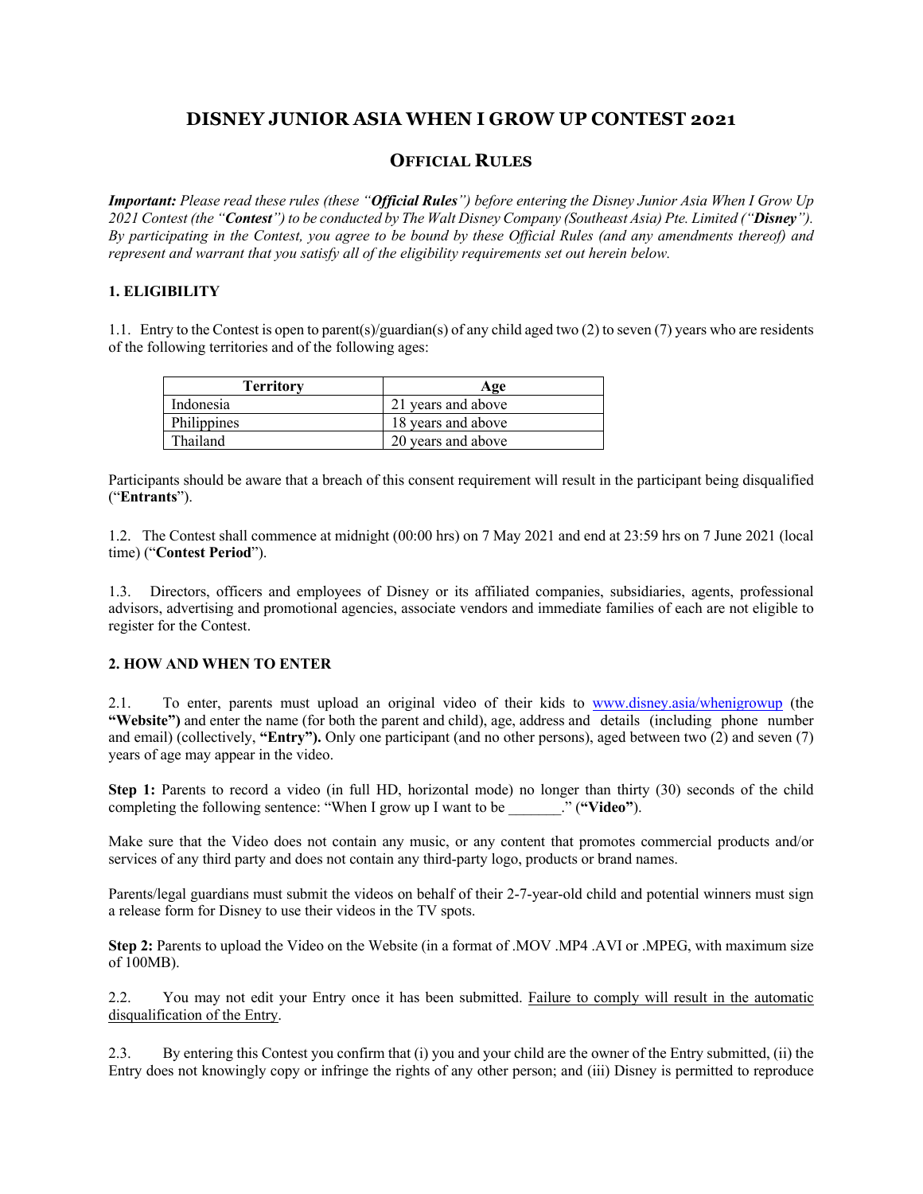# DISNEY JUNIOR ASIA WHEN I GROW UP CONTEST 2021

## OFFICIAL RULES

***Important:*** *Please read these rules (these "**Official Rules**") before entering the Disney Junior Asia When I Grow Up 2021 Contest (the "**Contest**") to be conducted by The Walt Disney Company (Southeast Asia) Pte. Limited ("**Disney**"). By participating in the Contest, you agree to be bound by these Official Rules (and any amendments thereof) and represent and warrant that you satisfy all of the eligibility requirements set out herein below.*

### 1. ELIGIBILITY

1.1. Entry to the Contest is open to parent(s)/guardian(s) of any child aged two (2) to seven (7) years who are residents of the following territories and of the following ages:

| Territory | Age |
|---|---|
| Indonesia | 21 years and above |
| Philippines | 18 years and above |
| Thailand | 20 years and above |

Participants should be aware that a breach of this consent requirement will result in the participant being disqualified ("**Entrants**").

1.2. The Contest shall commence at midnight (00:00 hrs) on 7 May 2021 and end at 23:59 hrs on 7 June 2021 (local time) ("**Contest Period**").

1.3. Directors, officers and employees of Disney or its affiliated companies, subsidiaries, agents, professional advisors, advertising and promotional agencies, associate vendors and immediate families of each are not eligible to register for the Contest.

### 2. HOW AND WHEN TO ENTER

2.1. To enter, parents must upload an original video of their kids to www.disney.asia/whenigrowup (the **"Website")** and enter the name (for both the parent and child), age, address and details (including phone number and email) (collectively, **"Entry").** Only one participant (and no other persons), aged between two (2) and seven (7) years of age may appear in the video.

**Step 1:** Parents to record a video (in full HD, horizontal mode) no longer than thirty (30) seconds of the child completing the following sentence: "When I grow up I want to be _______." (**"Video"**).

Make sure that the Video does not contain any music, or any content that promotes commercial products and/or services of any third party and does not contain any third-party logo, products or brand names.

Parents/legal guardians must submit the videos on behalf of their 2-7-year-old child and potential winners must sign a release form for Disney to use their videos in the TV spots.

**Step 2:** Parents to upload the Video on the Website (in a format of .MOV .MP4 .AVI or .MPEG, with maximum size of 100MB).

2.2. You may not edit your Entry once it has been submitted. <u>Failure to comply will result in the automatic disqualification of the Entry</u>.

2.3. By entering this Contest you confirm that (i) you and your child are the owner of the Entry submitted, (ii) the Entry does not knowingly copy or infringe the rights of any other person; and (iii) Disney is permitted to reproduce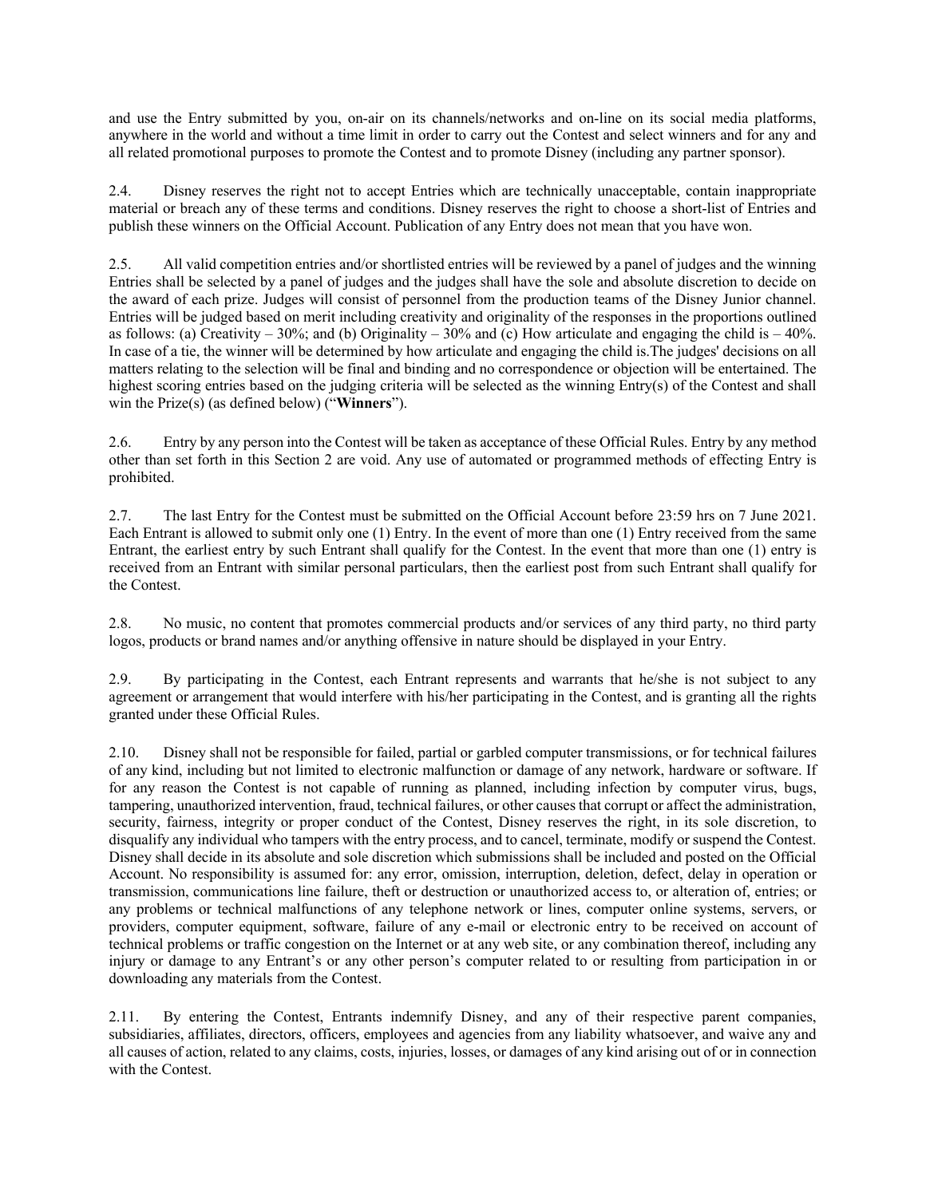and use the Entry submitted by you, on-air on its channels/networks and on-line on its social media platforms, anywhere in the world and without a time limit in order to carry out the Contest and select winners and for any and all related promotional purposes to promote the Contest and to promote Disney (including any partner sponsor).

2.4. Disney reserves the right not to accept Entries which are technically unacceptable, contain inappropriate material or breach any of these terms and conditions. Disney reserves the right to choose a short-list of Entries and publish these winners on the Official Account. Publication of any Entry does not mean that you have won.

2.5. All valid competition entries and/or shortlisted entries will be reviewed by a panel of judges and the winning Entries shall be selected by a panel of judges and the judges shall have the sole and absolute discretion to decide on the award of each prize. Judges will consist of personnel from the production teams of the Disney Junior channel. Entries will be judged based on merit including creativity and originality of the responses in the proportions outlined as follows: (a) Creativity – 30%; and (b) Originality – 30% and (c) How articulate and engaging the child is – 40%. In case of a tie, the winner will be determined by how articulate and engaging the child is.The judges' decisions on all matters relating to the selection will be final and binding and no correspondence or objection will be entertained. The highest scoring entries based on the judging criteria will be selected as the winning Entry(s) of the Contest and shall win the Prize(s) (as defined below) ("**Winners**").

2.6. Entry by any person into the Contest will be taken as acceptance of these Official Rules. Entry by any method other than set forth in this Section 2 are void. Any use of automated or programmed methods of effecting Entry is prohibited.

2.7. The last Entry for the Contest must be submitted on the Official Account before 23:59 hrs on 7 June 2021. Each Entrant is allowed to submit only one (1) Entry. In the event of more than one (1) Entry received from the same Entrant, the earliest entry by such Entrant shall qualify for the Contest. In the event that more than one (1) entry is received from an Entrant with similar personal particulars, then the earliest post from such Entrant shall qualify for the Contest.

2.8. No music, no content that promotes commercial products and/or services of any third party, no third party logos, products or brand names and/or anything offensive in nature should be displayed in your Entry.

2.9. By participating in the Contest, each Entrant represents and warrants that he/she is not subject to any agreement or arrangement that would interfere with his/her participating in the Contest, and is granting all the rights granted under these Official Rules.

2.10. Disney shall not be responsible for failed, partial or garbled computer transmissions, or for technical failures of any kind, including but not limited to electronic malfunction or damage of any network, hardware or software. If for any reason the Contest is not capable of running as planned, including infection by computer virus, bugs, tampering, unauthorized intervention, fraud, technical failures, or other causes that corrupt or affect the administration, security, fairness, integrity or proper conduct of the Contest, Disney reserves the right, in its sole discretion, to disqualify any individual who tampers with the entry process, and to cancel, terminate, modify or suspend the Contest. Disney shall decide in its absolute and sole discretion which submissions shall be included and posted on the Official Account. No responsibility is assumed for: any error, omission, interruption, deletion, defect, delay in operation or transmission, communications line failure, theft or destruction or unauthorized access to, or alteration of, entries; or any problems or technical malfunctions of any telephone network or lines, computer online systems, servers, or providers, computer equipment, software, failure of any e-mail or electronic entry to be received on account of technical problems or traffic congestion on the Internet or at any web site, or any combination thereof, including any injury or damage to any Entrant's or any other person's computer related to or resulting from participation in or downloading any materials from the Contest.

2.11. By entering the Contest, Entrants indemnify Disney, and any of their respective parent companies, subsidiaries, affiliates, directors, officers, employees and agencies from any liability whatsoever, and waive any and all causes of action, related to any claims, costs, injuries, losses, or damages of any kind arising out of or in connection with the Contest.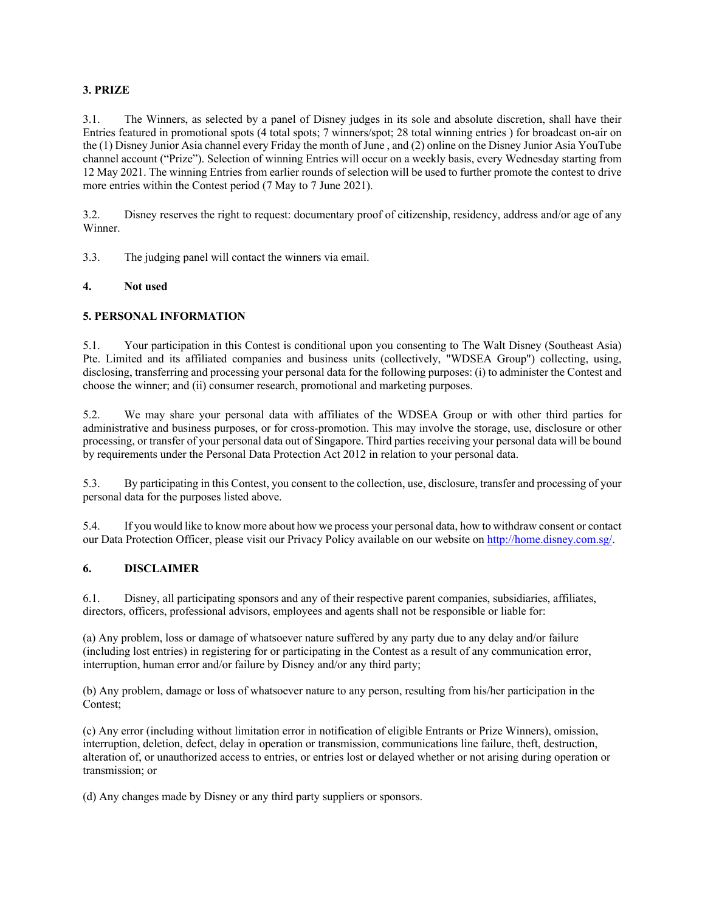**3. PRIZE**

3.1. The Winners, as selected by a panel of Disney judges in its sole and absolute discretion, shall have their Entries featured in promotional spots (4 total spots; 7 winners/spot; 28 total winning entries ) for broadcast on-air on the (1) Disney Junior Asia channel every Friday the month of June , and (2) online on the Disney Junior Asia YouTube channel account ("Prize"). Selection of winning Entries will occur on a weekly basis, every Wednesday starting from 12 May 2021. The winning Entries from earlier rounds of selection will be used to further promote the contest to drive more entries within the Contest period (7 May to 7 June 2021).

3.2. Disney reserves the right to request: documentary proof of citizenship, residency, address and/or age of any Winner.

3.3. The judging panel will contact the winners via email.

**4. Not used**

**5. PERSONAL INFORMATION**

5.1. Your participation in this Contest is conditional upon you consenting to The Walt Disney (Southeast Asia) Pte. Limited and its affiliated companies and business units (collectively, "WDSEA Group") collecting, using, disclosing, transferring and processing your personal data for the following purposes: (i) to administer the Contest and choose the winner; and (ii) consumer research, promotional and marketing purposes.

5.2. We may share your personal data with affiliates of the WDSEA Group or with other third parties for administrative and business purposes, or for cross-promotion. This may involve the storage, use, disclosure or other processing, or transfer of your personal data out of Singapore. Third parties receiving your personal data will be bound by requirements under the Personal Data Protection Act 2012 in relation to your personal data.

5.3. By participating in this Contest, you consent to the collection, use, disclosure, transfer and processing of your personal data for the purposes listed above.

5.4. If you would like to know more about how we process your personal data, how to withdraw consent or contact our Data Protection Officer, please visit our Privacy Policy available on our website on [http://home.disney.com.sg/](http://home.disney.com.sg/).

**6. DISCLAIMER**

6.1. Disney, all participating sponsors and any of their respective parent companies, subsidiaries, affiliates, directors, officers, professional advisors, employees and agents shall not be responsible or liable for:

(a) Any problem, loss or damage of whatsoever nature suffered by any party due to any delay and/or failure (including lost entries) in registering for or participating in the Contest as a result of any communication error, interruption, human error and/or failure by Disney and/or any third party;

(b) Any problem, damage or loss of whatsoever nature to any person, resulting from his/her participation in the Contest;

(c) Any error (including without limitation error in notification of eligible Entrants or Prize Winners), omission, interruption, deletion, defect, delay in operation or transmission, communications line failure, theft, destruction, alteration of, or unauthorized access to entries, or entries lost or delayed whether or not arising during operation or transmission; or

(d) Any changes made by Disney or any third party suppliers or sponsors.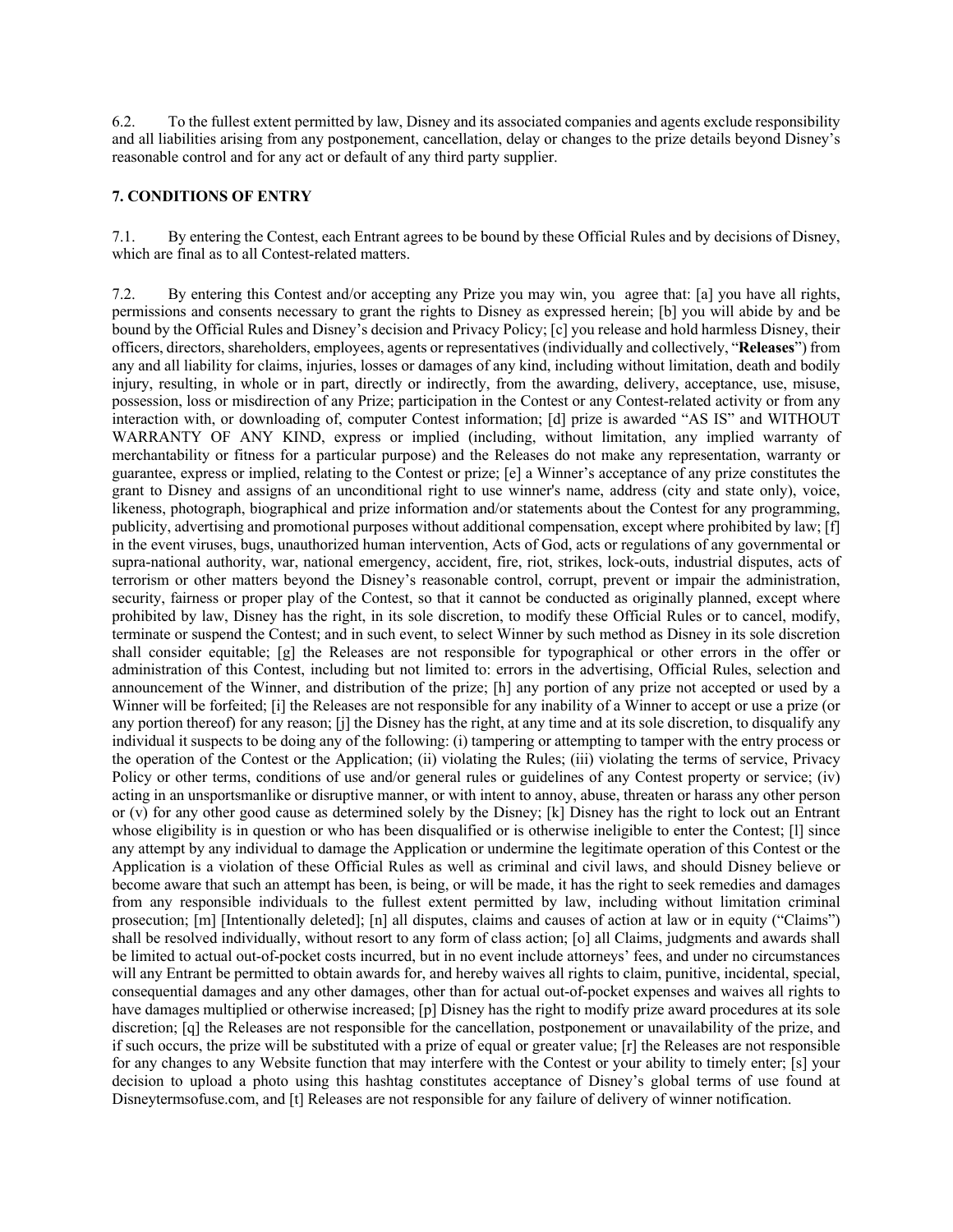6.2. To the fullest extent permitted by law, Disney and its associated companies and agents exclude responsibility and all liabilities arising from any postponement, cancellation, delay or changes to the prize details beyond Disney's reasonable control and for any act or default of any third party supplier.

**7. CONDITIONS OF ENTRY**

7.1. By entering the Contest, each Entrant agrees to be bound by these Official Rules and by decisions of Disney, which are final as to all Contest-related matters.

7.2. By entering this Contest and/or accepting any Prize you may win, you agree that: [a] you have all rights, permissions and consents necessary to grant the rights to Disney as expressed herein; [b] you will abide by and be bound by the Official Rules and Disney's decision and Privacy Policy; [c] you release and hold harmless Disney, their officers, directors, shareholders, employees, agents or representatives (individually and collectively, "**Releases**") from any and all liability for claims, injuries, losses or damages of any kind, including without limitation, death and bodily injury, resulting, in whole or in part, directly or indirectly, from the awarding, delivery, acceptance, use, misuse, possession, loss or misdirection of any Prize; participation in the Contest or any Contest-related activity or from any interaction with, or downloading of, computer Contest information; [d] prize is awarded "AS IS" and WITHOUT WARRANTY OF ANY KIND, express or implied (including, without limitation, any implied warranty of merchantability or fitness for a particular purpose) and the Releases do not make any representation, warranty or guarantee, express or implied, relating to the Contest or prize; [e] a Winner's acceptance of any prize constitutes the grant to Disney and assigns of an unconditional right to use winner's name, address (city and state only), voice, likeness, photograph, biographical and prize information and/or statements about the Contest for any programming, publicity, advertising and promotional purposes without additional compensation, except where prohibited by law; [f] in the event viruses, bugs, unauthorized human intervention, Acts of God, acts or regulations of any governmental or supra-national authority, war, national emergency, accident, fire, riot, strikes, lock-outs, industrial disputes, acts of terrorism or other matters beyond the Disney's reasonable control, corrupt, prevent or impair the administration, security, fairness or proper play of the Contest, so that it cannot be conducted as originally planned, except where prohibited by law, Disney has the right, in its sole discretion, to modify these Official Rules or to cancel, modify, terminate or suspend the Contest; and in such event, to select Winner by such method as Disney in its sole discretion shall consider equitable; [g] the Releases are not responsible for typographical or other errors in the offer or administration of this Contest, including but not limited to: errors in the advertising, Official Rules, selection and announcement of the Winner, and distribution of the prize; [h] any portion of any prize not accepted or used by a Winner will be forfeited; [i] the Releases are not responsible for any inability of a Winner to accept or use a prize (or any portion thereof) for any reason; [j] the Disney has the right, at any time and at its sole discretion, to disqualify any individual it suspects to be doing any of the following: (i) tampering or attempting to tamper with the entry process or the operation of the Contest or the Application; (ii) violating the Rules; (iii) violating the terms of service, Privacy Policy or other terms, conditions of use and/or general rules or guidelines of any Contest property or service; (iv) acting in an unsportsmanlike or disruptive manner, or with intent to annoy, abuse, threaten or harass any other person or (v) for any other good cause as determined solely by the Disney; [k] Disney has the right to lock out an Entrant whose eligibility is in question or who has been disqualified or is otherwise ineligible to enter the Contest; [l] since any attempt by any individual to damage the Application or undermine the legitimate operation of this Contest or the Application is a violation of these Official Rules as well as criminal and civil laws, and should Disney believe or become aware that such an attempt has been, is being, or will be made, it has the right to seek remedies and damages from any responsible individuals to the fullest extent permitted by law, including without limitation criminal prosecution; [m] [Intentionally deleted]; [n] all disputes, claims and causes of action at law or in equity ("Claims") shall be resolved individually, without resort to any form of class action; [o] all Claims, judgments and awards shall be limited to actual out-of-pocket costs incurred, but in no event include attorneys' fees, and under no circumstances will any Entrant be permitted to obtain awards for, and hereby waives all rights to claim, punitive, incidental, special, consequential damages and any other damages, other than for actual out-of-pocket expenses and waives all rights to have damages multiplied or otherwise increased; [p] Disney has the right to modify prize award procedures at its sole discretion; [q] the Releases are not responsible for the cancellation, postponement or unavailability of the prize, and if such occurs, the prize will be substituted with a prize of equal or greater value; [r] the Releases are not responsible for any changes to any Website function that may interfere with the Contest or your ability to timely enter; [s] your decision to upload a photo using this hashtag constitutes acceptance of Disney's global terms of use found at Disneytermsofuse.com, and [t] Releases are not responsible for any failure of delivery of winner notification.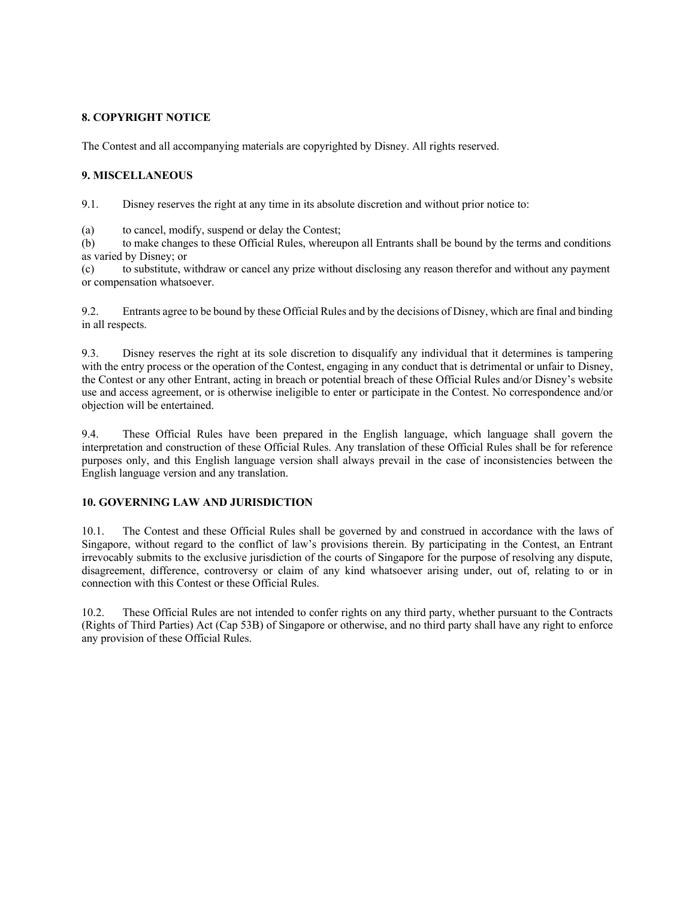**8. COPYRIGHT NOTICE**

The Contest and all accompanying materials are copyrighted by Disney. All rights reserved.

**9. MISCELLANEOUS**

9.1. Disney reserves the right at any time in its absolute discretion and without prior notice to:

(a) to cancel, modify, suspend or delay the Contest;
(b) to make changes to these Official Rules, whereupon all Entrants shall be bound by the terms and conditions as varied by Disney; or
(c) to substitute, withdraw or cancel any prize without disclosing any reason therefor and without any payment or compensation whatsoever.

9.2. Entrants agree to be bound by these Official Rules and by the decisions of Disney, which are final and binding in all respects.

9.3. Disney reserves the right at its sole discretion to disqualify any individual that it determines is tampering with the entry process or the operation of the Contest, engaging in any conduct that is detrimental or unfair to Disney, the Contest or any other Entrant, acting in breach or potential breach of these Official Rules and/or Disney's website use and access agreement, or is otherwise ineligible to enter or participate in the Contest. No correspondence and/or objection will be entertained.

9.4. These Official Rules have been prepared in the English language, which language shall govern the interpretation and construction of these Official Rules. Any translation of these Official Rules shall be for reference purposes only, and this English language version shall always prevail in the case of inconsistencies between the English language version and any translation.

**10. GOVERNING LAW AND JURISDICTION**

10.1. The Contest and these Official Rules shall be governed by and construed in accordance with the laws of Singapore, without regard to the conflict of law's provisions therein. By participating in the Contest, an Entrant irrevocably submits to the exclusive jurisdiction of the courts of Singapore for the purpose of resolving any dispute, disagreement, difference, controversy or claim of any kind whatsoever arising under, out of, relating to or in connection with this Contest or these Official Rules.

10.2. These Official Rules are not intended to confer rights on any third party, whether pursuant to the Contracts (Rights of Third Parties) Act (Cap 53B) of Singapore or otherwise, and no third party shall have any right to enforce any provision of these Official Rules.